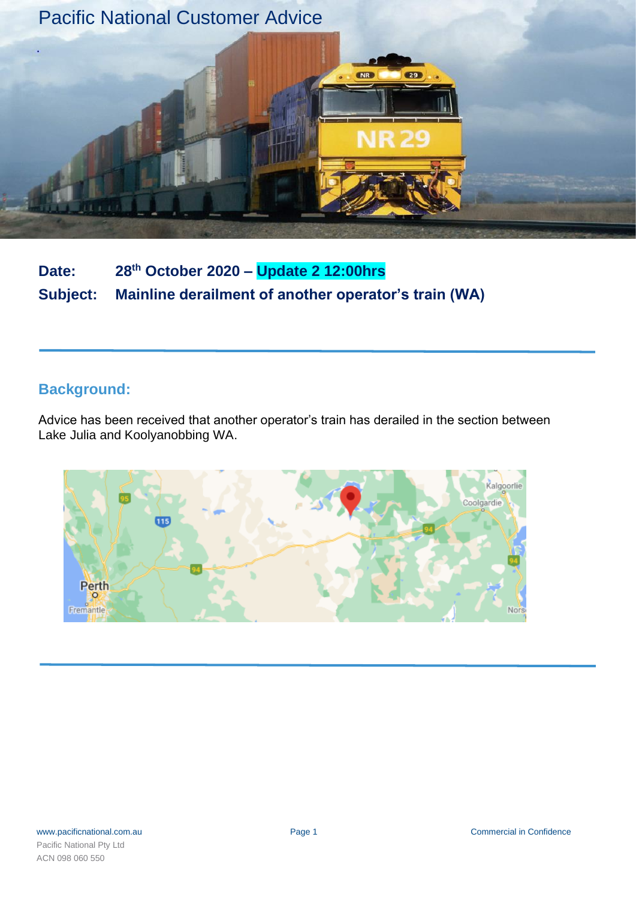# Pacific National Customer Advice

**Date:** 28th October 2020 – Update 2 12:00hrs

**Subject:** Mainline derailment of another operator's train (WA)

## Background:

Advice has been received that another operator's train has derailed in the section between Lake Julia and Koolyanobbing WA.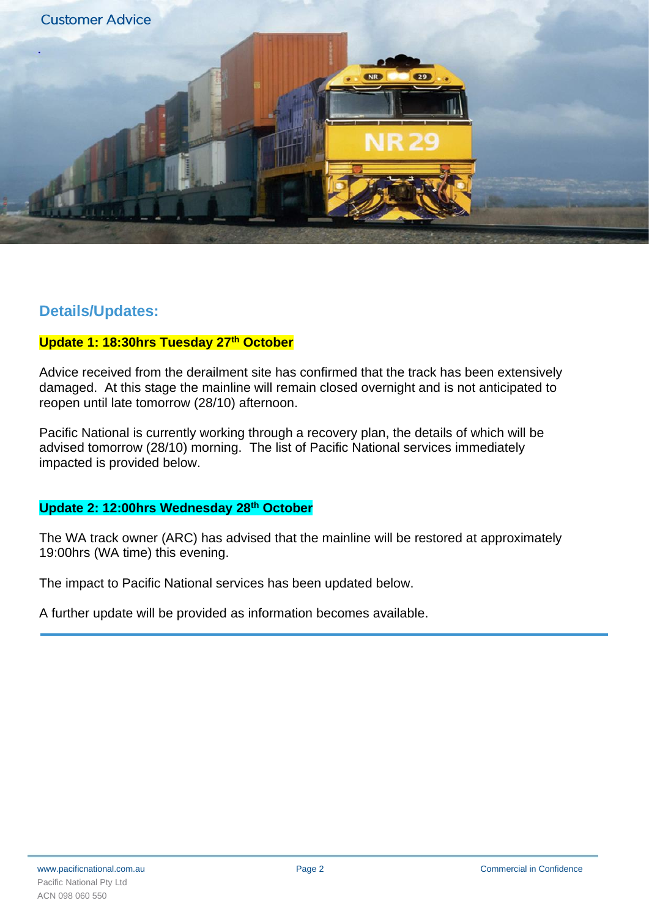Customer Advice

## Details/Updates:

**Update 1: 18:30hrs Tuesday 27th October**

Advice received from the derailment site has confirmed that the track has been extensively damaged. At this stage the mainline will remain closed overnight and is not anticipated to reopen until late tomorrow (28/10) afternoon.

Pacific National is currently working through a recovery plan, the details of which will be advised tomorrow (28/10) morning. The list of Pacific National services immediately impacted is provided below.

**Update 2: 12:00hrs Wednesday 28th October**

The WA track owner (ARC) has advised that the mainline will be restored at approximately 19:00hrs (WA time) this evening.

The impact to Pacific National services has been updated below.

A further update will be provided as information becomes available.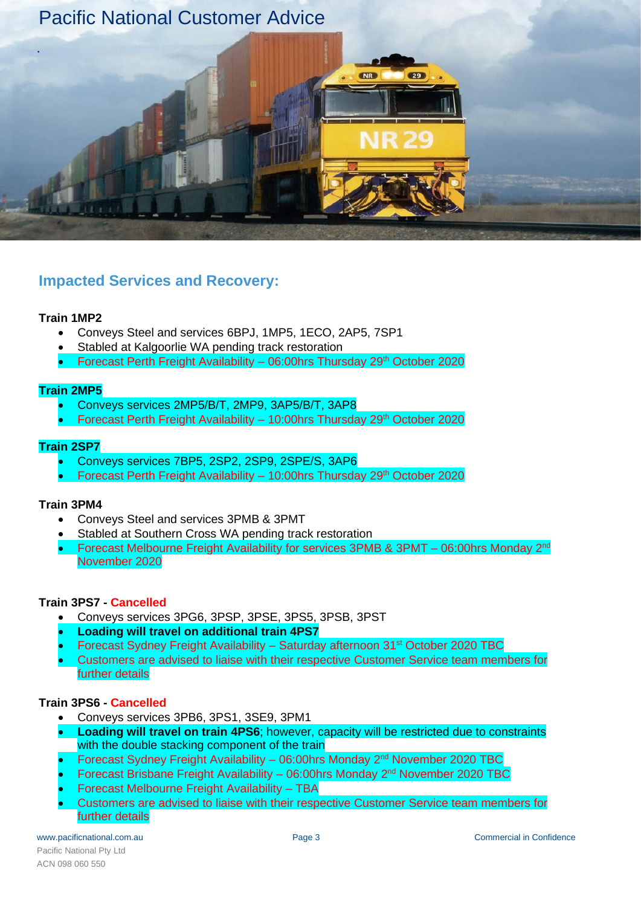# Pacific National Customer Advice

## Impacted Services and Recovery:

**Train 1MP2**

- Conveys Steel and services 6BPJ, 1MP5, 1ECO, 2AP5, 7SP1
- Stabled at Kalgoorlie WA pending track restoration
- Forecast Perth Freight Availability – 06:00hrs Thursday 29th October 2020

**Train 2MP5**

- Conveys services 2MP5/B/T, 2MP9, 3AP5/B/T, 3AP8
- Forecast Perth Freight Availability – 10:00hrs Thursday 29th October 2020

**Train 2SP7**

- Conveys services 7BP5, 2SP2, 2SP9, 2SPE/S, 3AP6
- Forecast Perth Freight Availability – 10:00hrs Thursday 29th October 2020

**Train 3PM4**

- Conveys Steel and services 3PMB & 3PMT
- Stabled at Southern Cross WA pending track restoration
- Forecast Melbourne Freight Availability for services 3PMB & 3PMT – 06:00hrs Monday 2nd November 2020

**Train 3PS7 - Cancelled**

- Conveys services 3PG6, 3PSP, 3PSE, 3PS5, 3PSB, 3PST
- **Loading will travel on additional train 4PS7**
- Forecast Sydney Freight Availability – Saturday afternoon 31st October 2020 TBC
- Customers are advised to liaise with their respective Customer Service team members for further details

**Train 3PS6 - Cancelled**

- Conveys services 3PB6, 3PS1, 3SE9, 3PM1
- **Loading will travel on train 4PS6**; however, capacity will be restricted due to constraints with the double stacking component of the train
- Forecast Sydney Freight Availability – 06:00hrs Monday 2nd November 2020 TBC
- Forecast Brisbane Freight Availability – 06:00hrs Monday 2nd November 2020 TBC
- Forecast Melbourne Freight Availability – TBA
- Customers are advised to liaise with their respective Customer Service team members for further details

www.pacificnational.com.au
Pacific National Pty Ltd
ACN 098 060 550

Commercial in Confidence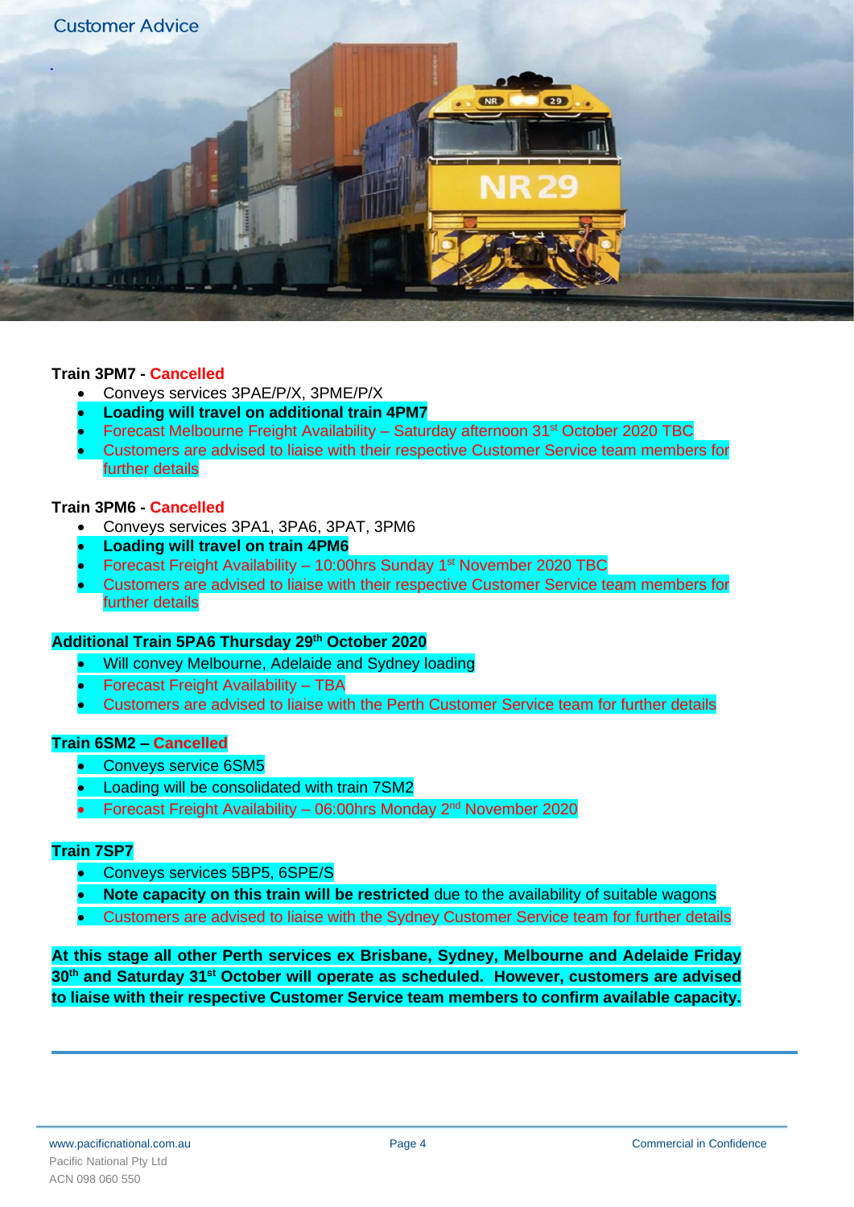Customer Advice

**Train 3PM7 - Cancelled**

- Conveys services 3PAE/P/X, 3PME/P/X
- **Loading will travel on additional train 4PM7**
- Forecast Melbourne Freight Availability – Saturday afternoon 31st October 2020 TBC
- Customers are advised to liaise with their respective Customer Service team members for further details

**Train 3PM6 - Cancelled**

- Conveys services 3PA1, 3PA6, 3PAT, 3PM6
- **Loading will travel on train 4PM6**
- Forecast Freight Availability – 10:00hrs Sunday 1st November 2020 TBC
- Customers are advised to liaise with their respective Customer Service team members for further details

**Additional Train 5PA6 Thursday 29th October 2020**

- Will convey Melbourne, Adelaide and Sydney loading
- Forecast Freight Availability – TBA
- Customers are advised to liaise with the Perth Customer Service team for further details

**Train 6SM2 – Cancelled**

- Conveys service 6SM5
- Loading will be consolidated with train 7SM2
- Forecast Freight Availability – 06:00hrs Monday 2nd November 2020

**Train 7SP7**

- Conveys services 5BP5, 6SPE/S
- **Note capacity on this train will be restricted** due to the availability of suitable wagons
- Customers are advised to liaise with the Sydney Customer Service team for further details

**At this stage all other Perth services ex Brisbane, Sydney, Melbourne and Adelaide Friday 30th and Saturday 31st October will operate as scheduled. However, customers are advised to liaise with their respective Customer Service team members to confirm available capacity.**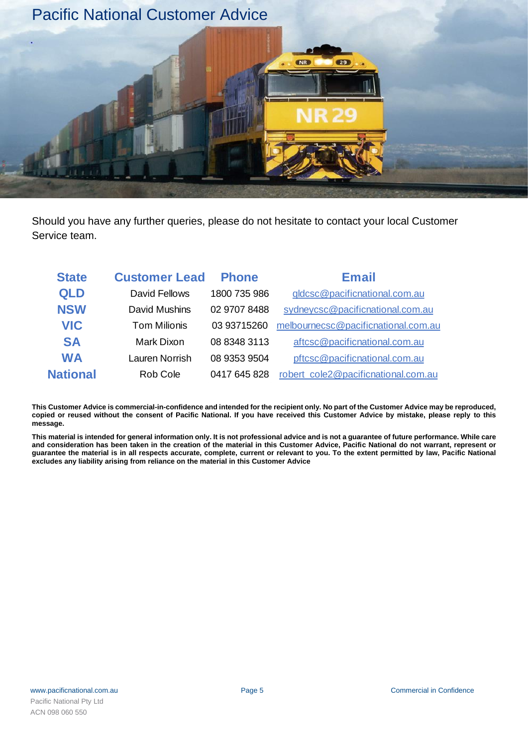# Pacific National Customer Advice

Should you have any further queries, please do not hesitate to contact your local Customer Service team.

| State | Customer Lead | Phone | Email |
| --- | --- | --- | --- |
| QLD | David Fellows | 1800 735 986 | qldcsc@pacificnational.com.au |
| NSW | David Mushins | 02 9707 8488 | sydneycsc@pacificnational.com.au |
| VIC | Tom Milionis | 03 93715260 | melbournecsc@pacificnational.com.au |
| SA | Mark Dixon | 08 8348 3113 | aftcsc@pacificnational.com.au |
| WA | Lauren Norrish | 08 9353 9504 | pftcsc@pacificnational.com.au |
| National | Rob Cole | 0417 645 828 | robert_cole2@pacificnational.com.au |

**This Customer Advice is commercial-in-confidence and intended for the recipient only. No part of the Customer Advice may be reproduced, copied or reused without the consent of Pacific National. If you have received this Customer Advice by mistake, please reply to this message.**

**This material is intended for general information only. It is not professional advice and is not a guarantee of future performance. While care and consideration has been taken in the creation of the material in this Customer Advice, Pacific National do not warrant, represent or guarantee the material is in all respects accurate, complete, current or relevant to you. To the extent permitted by law, Pacific National excludes any liability arising from reliance on the material in this Customer Advice**